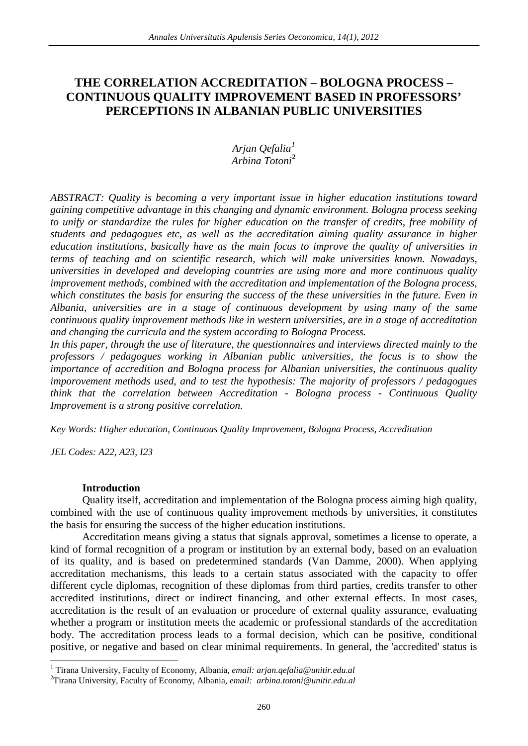# THE CORRELATION ACCREDITATION – BOLOGNA PROCESS – CONTINUOUS QUALITY IMPROVEMENT BASED IN PROFESSORS' PERCEPTIONS IN ALBANIAN PUBLIC UNIVERSITIES

*Arjan Qefalia*[1]
*Arbina Totoni*[2]

*ABSTRACT: Quality is becoming a very important issue in higher education institutions toward gaining competitive advantage in this changing and dynamic environment. Bologna process seeking to unify or standardize the rules for higher education on the transfer of credits, free mobility of students and pedagogues etc, as well as the accreditation aiming quality assurance in higher education institutions, basically have as the main focus to improve the quality of universities in terms of teaching and on scientific research, which will make universities known. Nowadays, universities in developed and developing countries are using more and more continuous quality improvement methods, combined with the accreditation and implementation of the Bologna process, which constitutes the basis for ensuring the success of the these universities in the future. Even in Albania, universities are in a stage of continuous development by using many of the same continuous quality improvement methods like in western universities, are in a stage of accreditation and changing the curricula and the system according to Bologna Process.*

*In this paper, through the use of literature, the questionnaires and interviews directed mainly to the professors / pedagogues working in Albanian public universities, the focus is to show the importance of accredition and Bologna process for Albanian universities, the continuous quality imporovement methods used, and to test the hypothesis: The majority of professors / pedagogues think that the correlation between Accreditation - Bologna process - Continuous Quality Improvement is a strong positive correlation.*

*Key Words: Higher education, Continuous Quality Improvement, Bologna Process, Accreditation*

*JEL Codes: A22, A23, I23*

## Introduction

Quality itself, accreditation and implementation of the Bologna process aiming high quality, combined with the use of continuous quality improvement methods by universities, it constitutes the basis for ensuring the success of the higher education institutions.

Accreditation means giving a status that signals approval, sometimes a license to operate, a kind of formal recognition of a program or institution by an external body, based on an evaluation of its quality, and is based on predetermined standards (Van Damme, 2000). When applying accreditation mechanisms, this leads to a certain status associated with the capacity to offer different cycle diplomas, recognition of these diplomas from third parties, credits transfer to other accredited institutions, direct or indirect financing, and other external effects. In most cases, accreditation is the result of an evaluation or procedure of external quality assurance, evaluating whether a program or institution meets the academic or professional standards of the accreditation body. The accreditation process leads to a formal decision, which can be positive, conditional positive, or negative and based on clear minimal requirements. In general, the 'accredited' status is

---

[1] Tirana University, Faculty of Economy, Albania, *email: arjan.qefalia@unitir.edu.al*

[2] Tirana University, Faculty of Economy, Albania, *email: arbina.totoni@unitir.edu.al*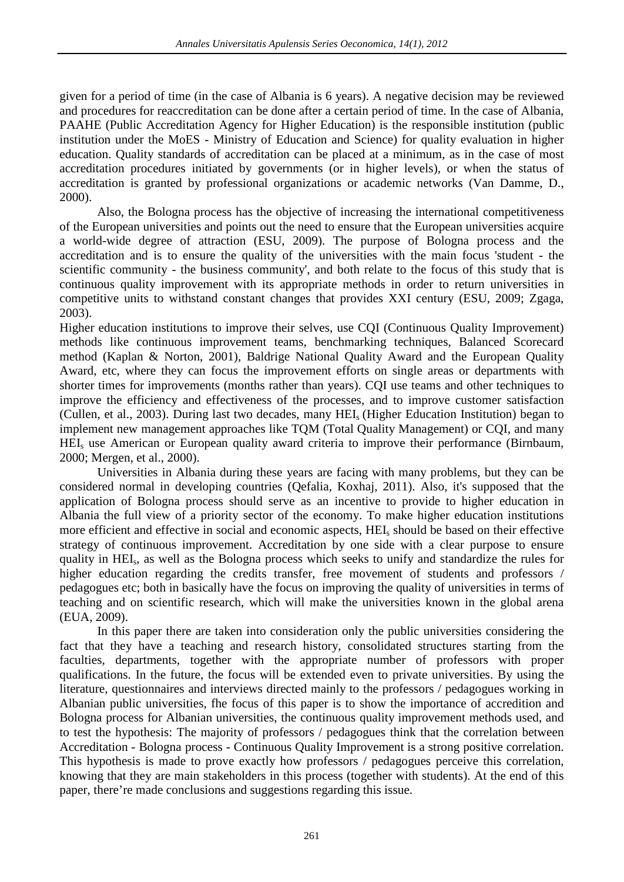given for a period of time (in the case of Albania is 6 years). A negative decision may be reviewed and procedures for reaccreditation can be done after a certain period of time. In the case of Albania, PAAHE (Public Accreditation Agency for Higher Education) is the responsible institution (public institution under the MoES - Ministry of Education and Science) for quality evaluation in higher education. Quality standards of accreditation can be placed at a minimum, as in the case of most accreditation procedures initiated by governments (or in higher levels), or when the status of accreditation is granted by professional organizations or academic networks (Van Damme, D., 2000).

Also, the Bologna process has the objective of increasing the international competitiveness of the European universities and points out the need to ensure that the European universities acquire a world-wide degree of attraction (ESU, 2009). The purpose of Bologna process and the accreditation and is to ensure the quality of the universities with the main focus 'student - the scientific community - the business community', and both relate to the focus of this study that is continuous quality improvement with its appropriate methods in order to return universities in competitive units to withstand constant changes that provides XXI century (ESU, 2009; Zgaga, 2003).

Higher education institutions to improve their selves, use CQI (Continuous Quality Improvement) methods like continuous improvement teams, benchmarking techniques, Balanced Scorecard method (Kaplan & Norton, 2001), Baldrige National Quality Award and the European Quality Award, etc, where they can focus the improvement efforts on single areas or departments with shorter times for improvements (months rather than years). CQI use teams and other techniques to improve the efficiency and effectiveness of the processes, and to improve customer satisfaction (Cullen, et al., 2003). During last two decades, many $HEI_s$ (Higher Education Institution) began to implement new management approaches like TQM (Total Quality Management) or CQI, and many $HEI_s$ use American or European quality award criteria to improve their performance (Birnbaum, 2000; Mergen, et al., 2000).

Universities in Albania during these years are facing with many problems, but they can be considered normal in developing countries (Qefalia, Koxhaj, 2011). Also, it's supposed that the application of Bologna process should serve as an incentive to provide to higher education in Albania the full view of a priority sector of the economy. To make higher education institutions more efficient and effective in social and economic aspects, $HEI_s$ should be based on their effective strategy of continuous improvement. Accreditation by one side with a clear purpose to ensure quality in $HEI_s$, as well as the Bologna process which seeks to unify and standardize the rules for higher education regarding the credits transfer, free movement of students and professors / pedagogues etc; both in basically have the focus on improving the quality of universities in terms of teaching and on scientific research, which will make the universities known in the global arena (EUA, 2009).

In this paper there are taken into consideration only the public universities considering the fact that they have a teaching and research history, consolidated structures starting from the faculties, departments, together with the appropriate number of professors with proper qualifications. In the future, the focus will be extended even to private universities. By using the literature, questionnaires and interviews directed mainly to the professors / pedagogues working in Albanian public universities, fhe focus of this paper is to show the importance of accredition and Bologna process for Albanian universities, the continuous quality improvement methods used, and to test the hypothesis: The majority of professors / pedagogues think that the correlation between Accreditation - Bologna process - Continuous Quality Improvement is a strong positive correlation. This hypothesis is made to prove exactly how professors / pedagogues perceive this correlation, knowing that they are main stakeholders in this process (together with students). At the end of this paper, there're made conclusions and suggestions regarding this issue.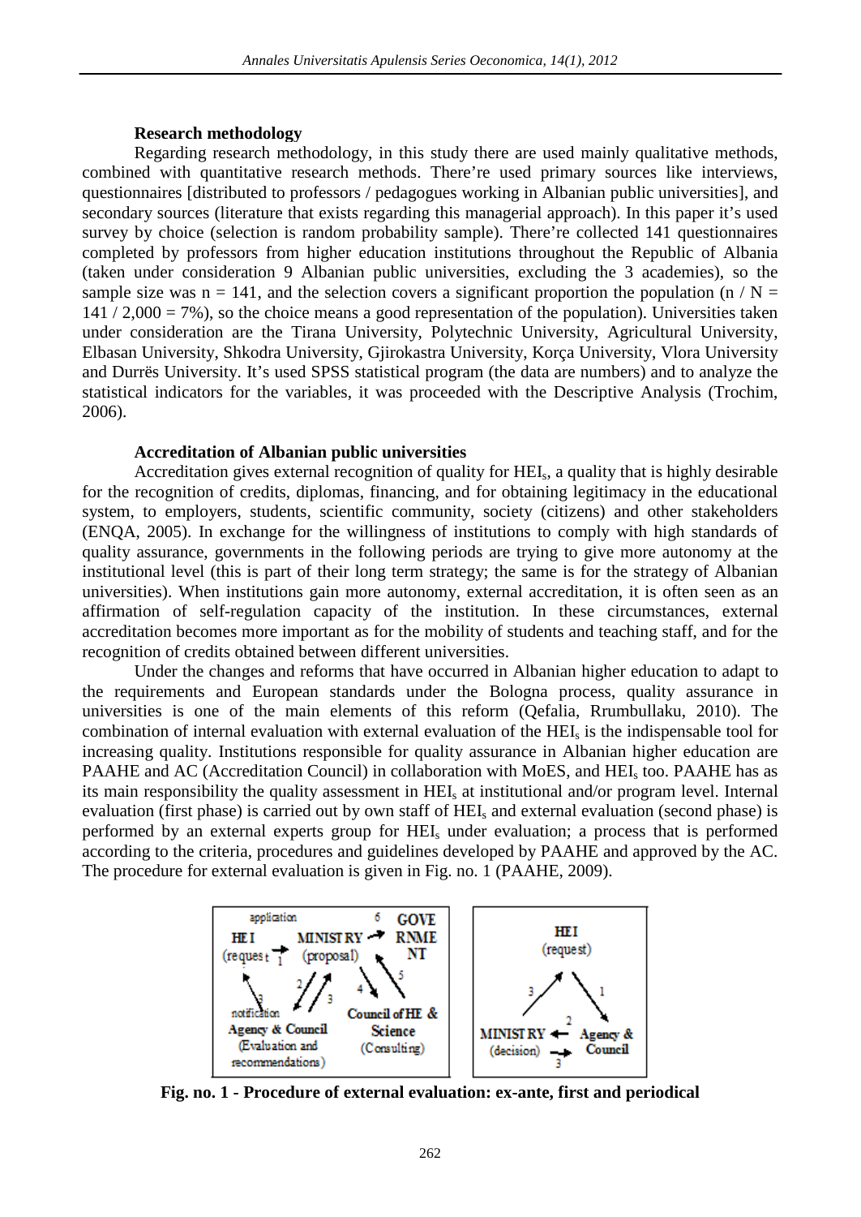**Research methodology**

Regarding research methodology, in this study there are used mainly qualitative methods, combined with quantitative research methods. There're used primary sources like interviews, questionnaires [distributed to professors / pedagogues working in Albanian public universities], and secondary sources (literature that exists regarding this managerial approach). In this paper it's used survey by choice (selection is random probability sample). There're collected 141 questionnaires completed by professors from higher education institutions throughout the Republic of Albania (taken under consideration 9 Albanian public universities, excluding the 3 academies), so the sample size was n = 141, and the selection covers a significant proportion the population (n / N = 141 / 2,000 = 7%), so the choice means a good representation of the population). Universities taken under consideration are the Tirana University, Polytechnic University, Agricultural University, Elbasan University, Shkodra University, Gjirokastra University, Korça University, Vlora University and Durrës University. It's used SPSS statistical program (the data are numbers) and to analyze the statistical indicators for the variables, it was proceeded with the Descriptive Analysis (Trochim, 2006).

**Accreditation of Albanian public universities**

Accreditation gives external recognition of quality for $HEI_s$, a quality that is highly desirable for the recognition of credits, diplomas, financing, and for obtaining legitimacy in the educational system, to employers, students, scientific community, society (citizens) and other stakeholders (ENQA, 2005). In exchange for the willingness of institutions to comply with high standards of quality assurance, governments in the following periods are trying to give more autonomy at the institutional level (this is part of their long term strategy; the same is for the strategy of Albanian universities). When institutions gain more autonomy, external accreditation, it is often seen as an affirmation of self-regulation capacity of the institution. In these circumstances, external accreditation becomes more important as for the mobility of students and teaching staff, and for the recognition of credits obtained between different universities.

Under the changes and reforms that have occurred in Albanian higher education to adapt to the requirements and European standards under the Bologna process, quality assurance in universities is one of the main elements of this reform (Qefalia, Rrumbullaku, 2010). The combination of internal evaluation with external evaluation of the $HEI_s$ is the indispensable tool for increasing quality. Institutions responsible for quality assurance in Albanian higher education are PAAHE and AC (Accreditation Council) in collaboration with MoES, and $HEI_s$ too. PAAHE has as its main responsibility the quality assessment in $HEI_s$ at institutional and/or program level. Internal evaluation (first phase) is carried out by own staff of $HEI_s$ and external evaluation (second phase) is performed by an external experts group for $HEI_s$ under evaluation; a process that is performed according to the criteria, procedures and guidelines developed by PAAHE and approved by the AC. The procedure for external evaluation is given in Fig. no. 1 (PAAHE, 2009).

**Fig. no. 1 - Procedure of external evaluation: ex-ante, first and periodical**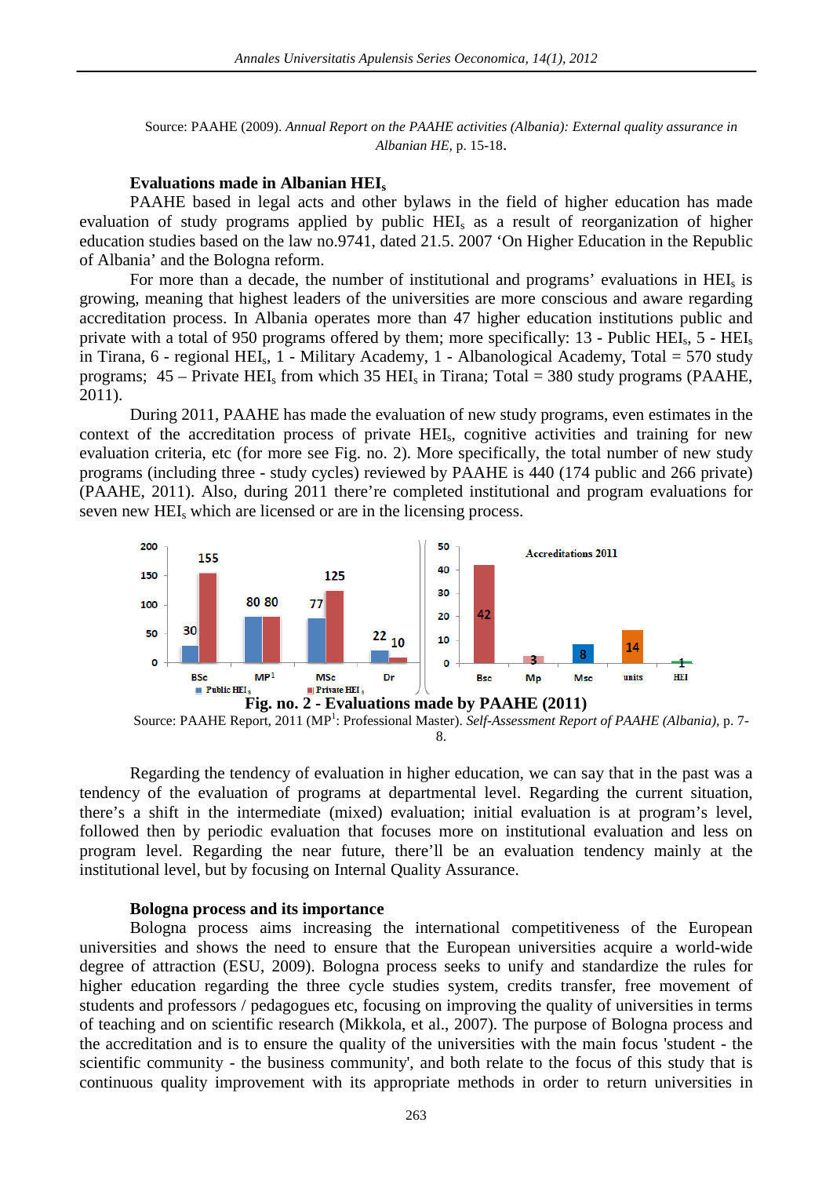Source: PAAHE (2009). *Annual Report on the PAAHE activities (Albania): External quality assurance in Albanian HE*, p. 15-18.

**Evaluations made in Albanian $HEI_s$**

PAAHE based in legal acts and other bylaws in the field of higher education has made evaluation of study programs applied by public $HEI_s$ as a result of reorganization of higher education studies based on the law no.9741, dated 21.5. 2007 'On Higher Education in the Republic of Albania' and the Bologna reform.

For more than a decade, the number of institutional and programs' evaluations in $HEI_s$ is growing, meaning that highest leaders of the universities are more conscious and aware regarding accreditation process. In Albania operates more than 47 higher education institutions public and private with a total of 950 programs offered by them; more specifically: 13 - Public $HEI_s$, 5 - $HEI_s$ in Tirana, 6 - regional $HEI_s$, 1 - Military Academy, 1 - Albanological Academy, Total = 570 study programs; 45 – Private $HEI_s$ from which 35 $HEI_s$ in Tirana; Total = 380 study programs (PAAHE, 2011).

During 2011, PAAHE has made the evaluation of new study programs, even estimates in the context of the accreditation process of private $HEI_s$, cognitive activities and training for new evaluation criteria, etc (for more see Fig. no. 2). More specifically, the total number of new study programs (including three - study cycles) reviewed by PAAHE is 440 (174 public and 266 private) (PAAHE, 2011). Also, during 2011 there're completed institutional and program evaluations for seven new $HEI_s$ which are licensed or are in the licensing process.

**Fig. no. 2 - Evaluations made by PAAHE (2011)**

Source: PAAHE Report, 2011 (MP[1]: Professional Master). *Self-Assessment Report of PAAHE (Albania)*, p. 7-8.

Regarding the tendency of evaluation in higher education, we can say that in the past was a tendency of the evaluation of programs at departmental level. Regarding the current situation, there's a shift in the intermediate (mixed) evaluation; initial evaluation is at program's level, followed then by periodic evaluation that focuses more on institutional evaluation and less on program level. Regarding the near future, there'll be an evaluation tendency mainly at the institutional level, but by focusing on Internal Quality Assurance.

**Bologna process and its importance**

Bologna process aims increasing the international competitiveness of the European universities and shows the need to ensure that the European universities acquire a world-wide degree of attraction (ESU, 2009). Bologna process seeks to unify and standardize the rules for higher education regarding the three cycle studies system, credits transfer, free movement of students and professors / pedagogues etc, focusing on improving the quality of universities in terms of teaching and on scientific research (Mikkola, et al., 2007). The purpose of Bologna process and the accreditation and is to ensure the quality of the universities with the main focus 'student - the scientific community - the business community', and both relate to the focus of this study that is continuous quality improvement with its appropriate methods in order to return universities in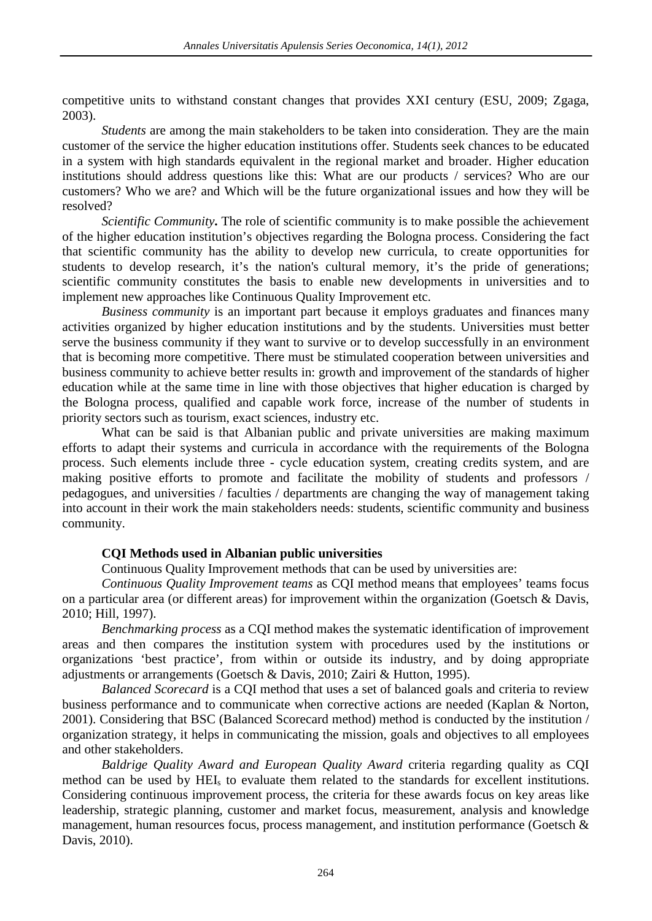competitive units to withstand constant changes that provides XXI century (ESU, 2009; Zgaga, 2003).

*Students* are among the main stakeholders to be taken into consideration. They are the main customer of the service the higher education institutions offer. Students seek chances to be educated in a system with high standards equivalent in the regional market and broader. Higher education institutions should address questions like this: What are our products / services? Who are our customers? Who we are? and Which will be the future organizational issues and how they will be resolved?

*Scientific Community***.** The role of scientific community is to make possible the achievement of the higher education institution's objectives regarding the Bologna process. Considering the fact that scientific community has the ability to develop new curricula, to create opportunities for students to develop research, it's the nation's cultural memory, it's the pride of generations; scientific community constitutes the basis to enable new developments in universities and to implement new approaches like Continuous Quality Improvement etc.

*Business community* is an important part because it employs graduates and finances many activities organized by higher education institutions and by the students. Universities must better serve the business community if they want to survive or to develop successfully in an environment that is becoming more competitive. There must be stimulated cooperation between universities and business community to achieve better results in: growth and improvement of the standards of higher education while at the same time in line with those objectives that higher education is charged by the Bologna process, qualified and capable work force, increase of the number of students in priority sectors such as tourism, exact sciences, industry etc.

What can be said is that Albanian public and private universities are making maximum efforts to adapt their systems and curricula in accordance with the requirements of the Bologna process. Such elements include three - cycle education system, creating credits system, and are making positive efforts to promote and facilitate the mobility of students and professors / pedagogues, and universities / faculties / departments are changing the way of management taking into account in their work the main stakeholders needs: students, scientific community and business community.

**CQI Methods used in Albanian public universities**

Continuous Quality Improvement methods that can be used by universities are:

*Continuous Quality Improvement teams* as CQI method means that employees' teams focus on a particular area (or different areas) for improvement within the organization (Goetsch & Davis, 2010; Hill, 1997).

*Benchmarking process* as a CQI method makes the systematic identification of improvement areas and then compares the institution system with procedures used by the institutions or organizations 'best practice', from within or outside its industry, and by doing appropriate adjustments or arrangements (Goetsch & Davis, 2010; Zairi & Hutton, 1995).

*Balanced Scorecard* is a CQI method that uses a set of balanced goals and criteria to review business performance and to communicate when corrective actions are needed (Kaplan & Norton, 2001). Considering that BSC (Balanced Scorecard method) method is conducted by the institution / organization strategy, it helps in communicating the mission, goals and objectives to all employees and other stakeholders.

*Baldrige Quality Award and European Quality Award* criteria regarding quality as CQI method can be used by $HEI_s$ to evaluate them related to the standards for excellent institutions. Considering continuous improvement process, the criteria for these awards focus on key areas like leadership, strategic planning, customer and market focus, measurement, analysis and knowledge management, human resources focus, process management, and institution performance (Goetsch & Davis, 2010).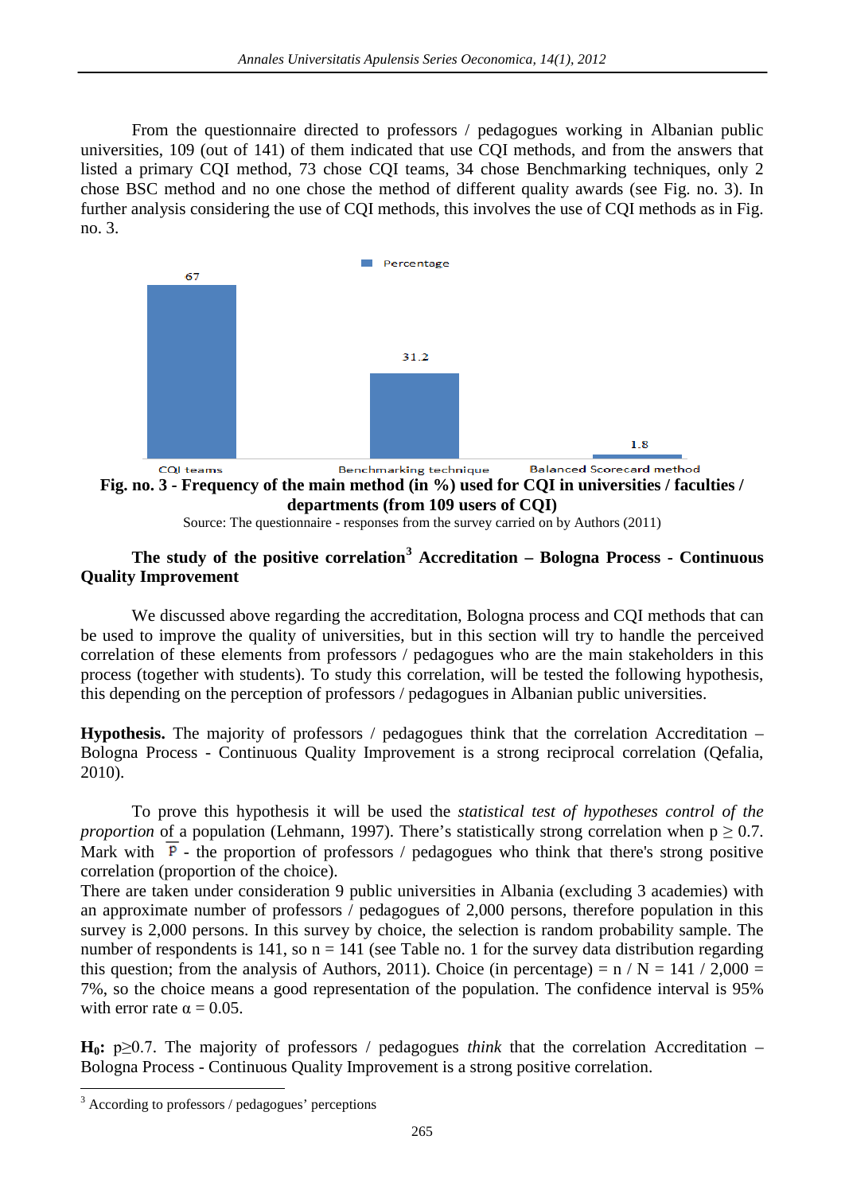From the questionnaire directed to professors / pedagogues working in Albanian public universities, 109 (out of 141) of them indicated that use CQI methods, and from the answers that listed a primary CQI method, 73 chose CQI teams, 34 chose Benchmarking techniques, only 2 chose BSC method and no one chose the method of different quality awards (see Fig. no. 3). In further analysis considering the use of CQI methods, this involves the use of CQI methods as in Fig. no. 3.

| | Percentage |
|---|---|
| CQI teams | 67 |
| Benchmarking technique | 31.2 |
| Balanced Scorecard method | 1.8 |

**Fig. no. 3 - Frequency of the main method (in %) used for CQI in universities / faculties / departments (from 109 users of CQI)**

Source: The questionnaire - responses from the survey carried on by Authors (2011)

**The study of the positive correlation[3] Accreditation – Bologna Process - Continuous Quality Improvement**

We discussed above regarding the accreditation, Bologna process and CQI methods that can be used to improve the quality of universities, but in this section will try to handle the perceived correlation of these elements from professors / pedagogues who are the main stakeholders in this process (together with students). To study this correlation, will be tested the following hypothesis, this depending on the perception of professors / pedagogues in Albanian public universities.

**Hypothesis.** The majority of professors / pedagogues think that the correlation Accreditation – Bologna Process - Continuous Quality Improvement is a strong reciprocal correlation (Qefalia, 2010).

To prove this hypothesis it will be used the *statistical test of hypotheses control of the proportion* of a population (Lehmann, 1997). There's statistically strong correlation when $p \geq 0.7$. Mark with $\overline{P}$ - the proportion of professors / pedagogues who think that there's strong positive correlation (proportion of the choice).
There are taken under consideration 9 public universities in Albania (excluding 3 academies) with an approximate number of professors / pedagogues of 2,000 persons, therefore population in this survey is 2,000 persons. In this survey by choice, the selection is random probability sample. The number of respondents is 141, so n = 141 (see Table no. 1 for the survey data distribution regarding this question; from the analysis of Authors, 2011). Choice (in percentage) = n / N = 141 / 2,000 = 7%, so the choice means a good representation of the population. The confidence interval is 95% with error rate $\alpha = 0.05$.

**$H_0$:** $p \geq 0.7$. The majority of professors / pedagogues *think* that the correlation Accreditation – Bologna Process - Continuous Quality Improvement is a strong positive correlation.

[3] According to professors / pedagogues' perceptions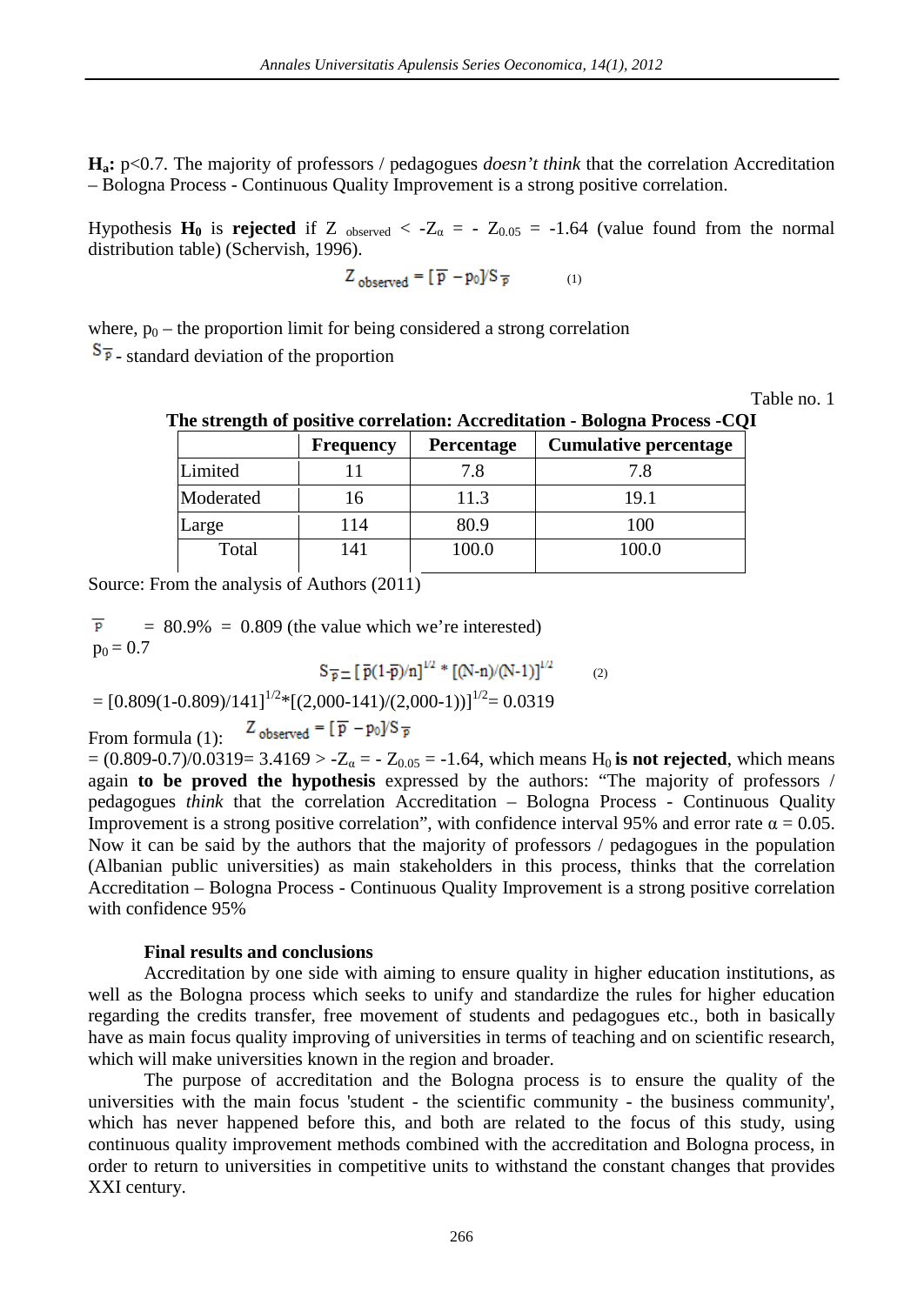**$H_a$:** $p<0.7$. The majority of professors / pedagogues *doesn't think* that the correlation Accreditation – Bologna Process - Continuous Quality Improvement is a strong positive correlation.

Hypothesis **$H_0$** is **rejected** if $Z_{observed} < -Z_\alpha = -Z_{0.05} = -1.64$ (value found from the normal distribution table) (Schervish, 1996).

$$Z_{observed} = [\overline{p} - p_0]/S_{\overline{p}} \qquad (1)$$

where, $p_0$ – the proportion limit for being considered a strong correlation

$S_{\overline{p}}$ - standard deviation of the proportion

Table no. 1

**The strength of positive correlation: Accreditation - Bologna Process -CQI**

| | Frequency | Percentage | Cumulative percentage |
|---|---|---|---|
| Limited | 11 | 7.8 | 7.8 |
| Moderated | 16 | 11.3 | 19.1 |
| Large | 114 | 80.9 | 100 |
| Total | 141 | 100.0 | 100.0 |

Source: From the analysis of Authors (2011)

$\overline{p} = 80.9\% = 0.809$ (the value which we're interested)

$p_0 = 0.7$

$$S_{\overline{p}} = [\overline{p}(1-\overline{p})/n]^{1/2} * [(N-n)/(N-1)]^{1/2} \qquad (2)$$

$= [0.809(1-0.809)/141]^{1/2}*[(2{,}000-141)/(2{,}000-1))]^{1/2} = 0.0319$

From formula (1): $Z_{observed} = [\overline{p} - p_0]/S_{\overline{p}}$

$= (0.809-0.7)/0.0319 = 3.4169 > -Z_\alpha = -Z_{0.05} = -1.64$, which means $H_0$ **is not rejected**, which means again **to be proved the hypothesis** expressed by the authors: "The majority of professors / pedagogues *think* that the correlation Accreditation – Bologna Process - Continuous Quality Improvement is a strong positive correlation", with confidence interval 95% and error rate $\alpha = 0.05$. Now it can be said by the authors that the majority of professors / pedagogues in the population (Albanian public universities) as main stakeholders in this process, thinks that the correlation Accreditation – Bologna Process - Continuous Quality Improvement is a strong positive correlation with confidence 95%

**Final results and conclusions**

Accreditation by one side with aiming to ensure quality in higher education institutions, as well as the Bologna process which seeks to unify and standardize the rules for higher education regarding the credits transfer, free movement of students and pedagogues etc., both in basically have as main focus quality improving of universities in terms of teaching and on scientific research, which will make universities known in the region and broader.

The purpose of accreditation and the Bologna process is to ensure the quality of the universities with the main focus 'student - the scientific community - the business community', which has never happened before this, and both are related to the focus of this study, using continuous quality improvement methods combined with the accreditation and Bologna process, in order to return to universities in competitive units to withstand the constant changes that provides XXI century.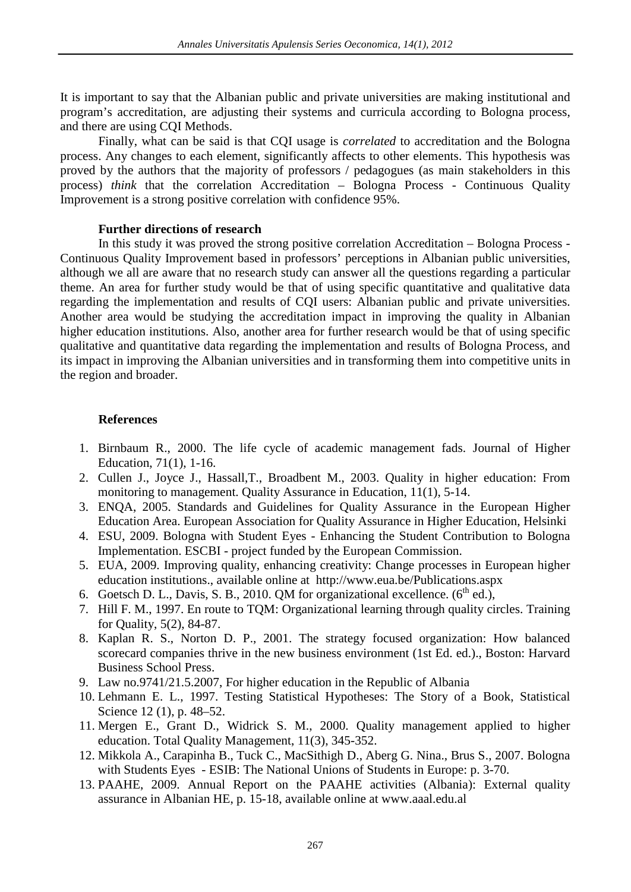It is important to say that the Albanian public and private universities are making institutional and program's accreditation, are adjusting their systems and curricula according to Bologna process, and there are using CQI Methods.

Finally, what can be said is that CQI usage is *correlated* to accreditation and the Bologna process. Any changes to each element, significantly affects to other elements. This hypothesis was proved by the authors that the majority of professors / pedagogues (as main stakeholders in this process) *think* that the correlation Accreditation – Bologna Process - Continuous Quality Improvement is a strong positive correlation with confidence 95%.

### Further directions of research

In this study it was proved the strong positive correlation Accreditation – Bologna Process - Continuous Quality Improvement based in professors' perceptions in Albanian public universities, although we all are aware that no research study can answer all the questions regarding a particular theme. An area for further study would be that of using specific quantitative and qualitative data regarding the implementation and results of CQI users: Albanian public and private universities. Another area would be studying the accreditation impact in improving the quality in Albanian higher education institutions. Also, another area for further research would be that of using specific qualitative and quantitative data regarding the implementation and results of Bologna Process, and its impact in improving the Albanian universities and in transforming them into competitive units in the region and broader.

### References

1. Birnbaum R., 2000. The life cycle of academic management fads. Journal of Higher Education, 71(1), 1-16.
2. Cullen J., Joyce J., Hassall,T., Broadbent M., 2003. Quality in higher education: From monitoring to management. Quality Assurance in Education, 11(1), 5-14.
3. ENQA, 2005. Standards and Guidelines for Quality Assurance in the European Higher Education Area. European Association for Quality Assurance in Higher Education, Helsinki
4. ESU, 2009. Bologna with Student Eyes - Enhancing the Student Contribution to Bologna Implementation. ESCBI - project funded by the European Commission.
5. EUA, 2009. Improving quality, enhancing creativity: Change processes in European higher education institutions., available online at http://www.eua.be/Publications.aspx
6. Goetsch D. L., Davis, S. B., 2010. QM for organizational excellence. (6th ed.),
7. Hill F. M., 1997. En route to TQM: Organizational learning through quality circles. Training for Quality, 5(2), 84-87.
8. Kaplan R. S., Norton D. P., 2001. The strategy focused organization: How balanced scorecard companies thrive in the new business environment (1st Ed. ed.)., Boston: Harvard Business School Press.
9. Law no.9741/21.5.2007, For higher education in the Republic of Albania
10. Lehmann E. L., 1997. Testing Statistical Hypotheses: The Story of a Book, Statistical Science 12 (1), p. 48–52.
11. Mergen E., Grant D., Widrick S. M., 2000. Quality management applied to higher education. Total Quality Management, 11(3), 345-352.
12. Mikkola A., Carapinha B., Tuck C., MacSithigh D., Aberg G. Nina., Brus S., 2007. Bologna with Students Eyes - ESIB: The National Unions of Students in Europe: p. 3-70.
13. PAAHE, 2009. Annual Report on the PAAHE activities (Albania): External quality assurance in Albanian HE, p. 15-18, available online at www.aaal.edu.al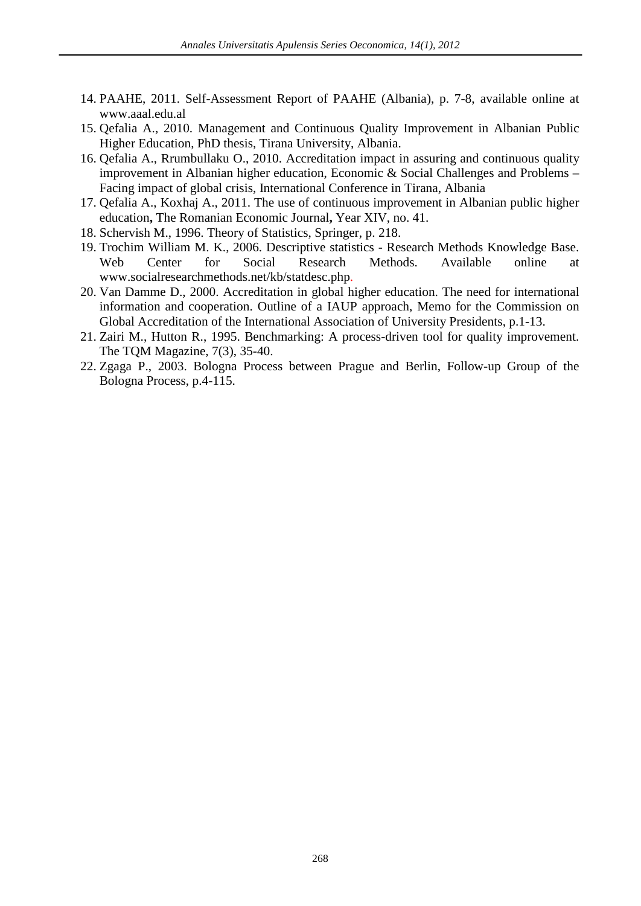14. PAAHE, 2011. Self-Assessment Report of PAAHE (Albania), p. 7-8, available online at www.aaal.edu.al
15. Qefalia A., 2010. Management and Continuous Quality Improvement in Albanian Public Higher Education, PhD thesis, Tirana University, Albania.
16. Qefalia A., Rrumbullaku O., 2010. Accreditation impact in assuring and continuous quality improvement in Albanian higher education, Economic & Social Challenges and Problems – Facing impact of global crisis, International Conference in Tirana, Albania
17. Qefalia A., Koxhaj A., 2011. The use of continuous improvement in Albanian public higher education**,** The Romanian Economic Journal**,** Year XIV, no. 41.
18. Schervish M., 1996. Theory of Statistics, Springer, p. 218.
19. Trochim William M. K., 2006. Descriptive statistics - Research Methods Knowledge Base. Web Center for Social Research Methods. Available online at www.socialresearchmethods.net/kb/statdesc.php.
20. Van Damme D., 2000. Accreditation in global higher education. The need for international information and cooperation. Outline of a IAUP approach, Memo for the Commission on Global Accreditation of the International Association of University Presidents, p.1-13.
21. Zairi M., Hutton R., 1995. Benchmarking: A process-driven tool for quality improvement. The TQM Magazine, 7(3), 35-40.
22. Zgaga P., 2003. Bologna Process between Prague and Berlin, Follow-up Group of the Bologna Process, p.4-115.